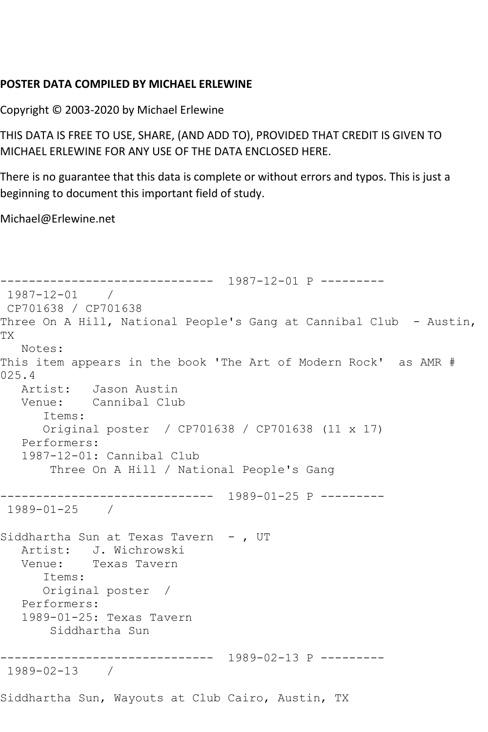**POSTER DATA COMPILED BY MICHAEL ERLEWINE**

Copyright © 2003-2020 by Michael Erlewine

THIS DATA IS FREE TO USE, SHARE, (AND ADD TO), PROVIDED THAT CREDIT IS GIVEN TO MICHAEL ERLEWINE FOR ANY USE OF THE DATA ENCLOSED HERE.

There is no guarantee that this data is complete or without errors and typos. This is just a beginning to document this important field of study.

Michael@Erlewine.net

```
------------------------------  1987-12-01 P ---------
 1987-12-01    /
 CP701638 / CP701638
Three On A Hill, National People's Gang at Cannibal Club  - Austin,
TX
   Notes:
This item appears in the book 'The Art of Modern Rock'  as AMR #
025.4
   Artist:   Jason Austin
   Venue:    Cannibal Club
      Items:
      Original poster  / CP701638 / CP701638 (11 x 17)
   Performers:
   1987-12-01: Cannibal Club
       Three On A Hill / National People's Gang

------------------------------  1989-01-25 P ---------
 1989-01-25    /

Siddhartha Sun at Texas Tavern  - , UT
   Artist:   J. Wichrowski
   Venue:    Texas Tavern
      Items:
      Original poster  /
   Performers:
   1989-01-25: Texas Tavern
       Siddhartha Sun

------------------------------  1989-02-13 P ---------
 1989-02-13    /

Siddhartha Sun, Wayouts at Club Cairo, Austin, TX
```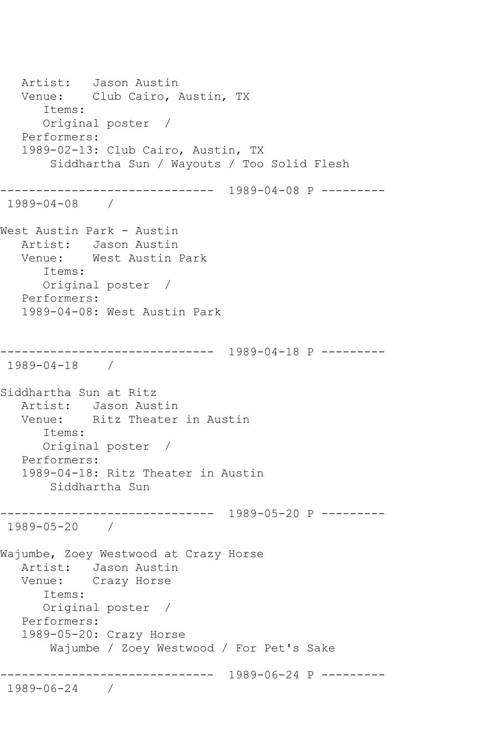Artist:   Jason Austin
   Venue:    Club Cairo, Austin, TX
      Items:
      Original poster  /
   Performers:
   1989-02-13: Club Cairo, Austin, TX
       Siddhartha Sun / Wayouts / Too Solid Flesh

------------------------------  1989-04-08 P ---------
 1989-04-08    /

West Austin Park - Austin
   Artist:   Jason Austin
   Venue:    West Austin Park
      Items:
      Original poster  /
   Performers:
   1989-04-08: West Austin Park

------------------------------  1989-04-18 P ---------
 1989-04-18    /

Siddhartha Sun at Ritz
   Artist:   Jason Austin
   Venue:    Ritz Theater in Austin
      Items:
      Original poster  /
   Performers:
   1989-04-18: Ritz Theater in Austin
       Siddhartha Sun

------------------------------  1989-05-20 P ---------
 1989-05-20    /

Wajumbe, Zoey Westwood at Crazy Horse
   Artist:   Jason Austin
   Venue:    Crazy Horse
      Items:
      Original poster  /
   Performers:
   1989-05-20: Crazy Horse
       Wajumbe / Zoey Westwood / For Pet's Sake

------------------------------  1989-06-24 P ---------
 1989-06-24    /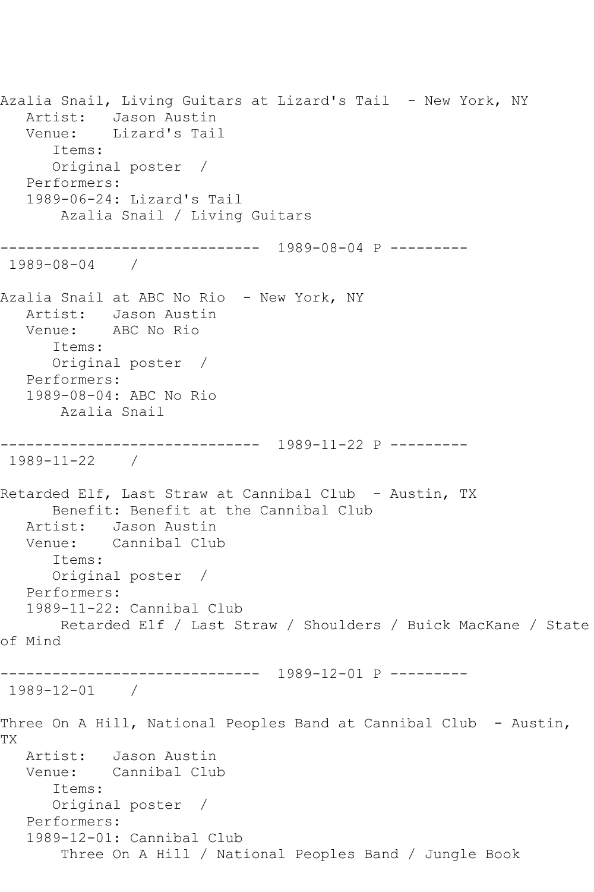Azalia Snail, Living Guitars at Lizard's Tail - New York, NY

Artist: Jason Austin
Venue: Lizard's Tail
Items:
Original poster /
Performers:
1989-06-24: Lizard's Tail
Azalia Snail / Living Guitars

------------------------------ 1989-08-04 P ---------
1989-08-04 /

Azalia Snail at ABC No Rio - New York, NY

Artist: Jason Austin
Venue: ABC No Rio
Items:
Original poster /
Performers:
1989-08-04: ABC No Rio
Azalia Snail

------------------------------ 1989-11-22 P ---------
1989-11-22 /

Retarded Elf, Last Straw at Cannibal Club - Austin, TX

Benefit: Benefit at the Cannibal Club
Artist: Jason Austin
Venue: Cannibal Club
Items:
Original poster /
Performers:
1989-11-22: Cannibal Club
Retarded Elf / Last Straw / Shoulders / Buick MacKane / State of Mind

------------------------------ 1989-12-01 P ---------
1989-12-01 /

Three On A Hill, National Peoples Band at Cannibal Club - Austin, TX

Artist: Jason Austin
Venue: Cannibal Club
Items:
Original poster /
Performers:
1989-12-01: Cannibal Club
Three On A Hill / National Peoples Band / Jungle Book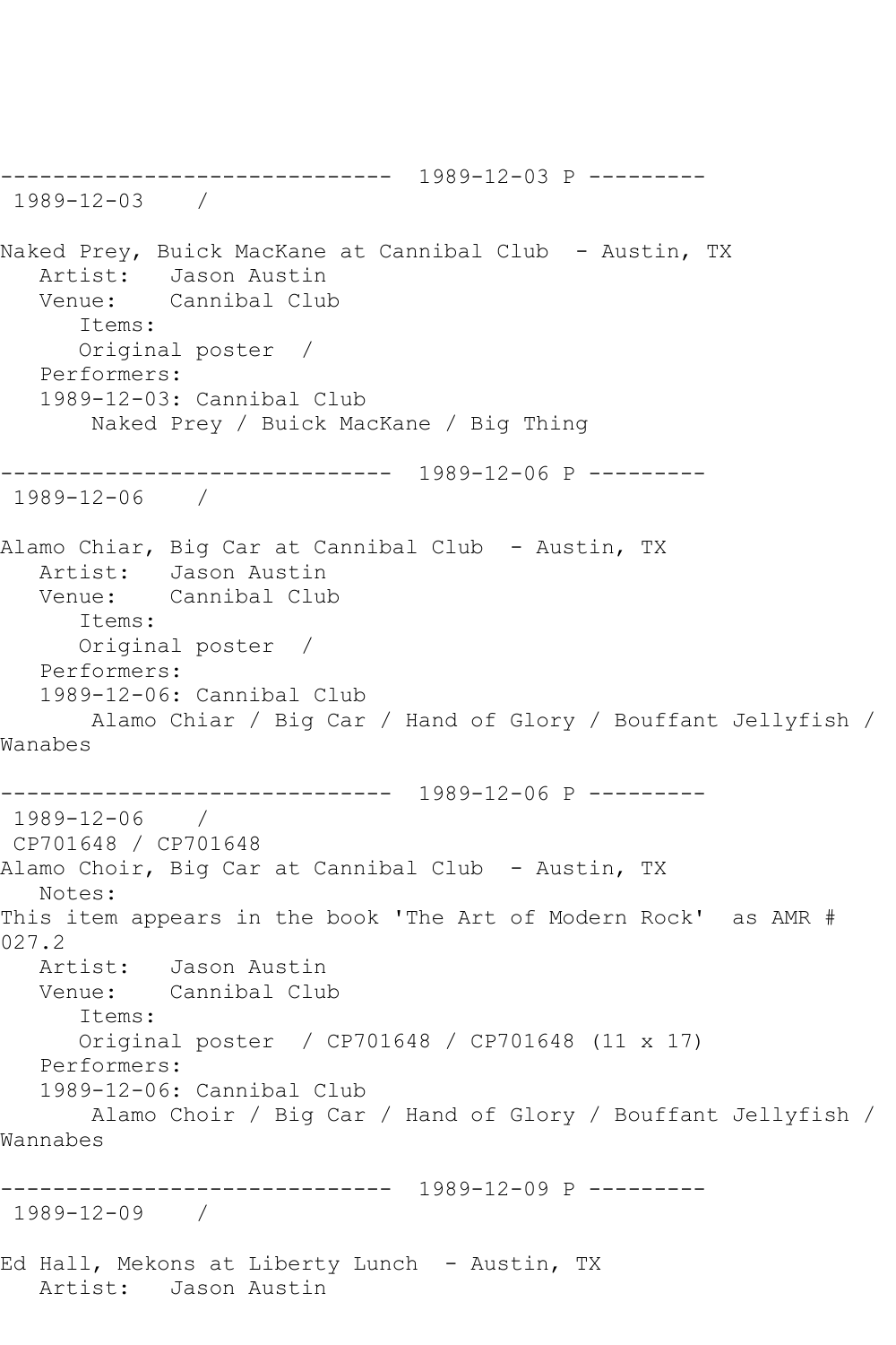------------------------------ 1989-12-03 P ---------
1989-12-03 /

Naked Prey, Buick MacKane at Cannibal Club - Austin, TX
Artist: Jason Austin
Venue: Cannibal Club
Items:
Original poster /
Performers:
1989-12-03: Cannibal Club
Naked Prey / Buick MacKane / Big Thing

------------------------------ 1989-12-06 P ---------
1989-12-06 /

Alamo Chiar, Big Car at Cannibal Club - Austin, TX
Artist: Jason Austin
Venue: Cannibal Club
Items:
Original poster /
Performers:
1989-12-06: Cannibal Club
Alamo Chiar / Big Car / Hand of Glory / Bouffant Jellyfish / Wanabes

------------------------------ 1989-12-06 P ---------
1989-12-06 /
CP701648 / CP701648
Alamo Choir, Big Car at Cannibal Club - Austin, TX
Notes:
This item appears in the book 'The Art of Modern Rock' as AMR # 027.2
Artist: Jason Austin
Venue: Cannibal Club
Items:
Original poster / CP701648 / CP701648 (11 x 17)
Performers:
1989-12-06: Cannibal Club
Alamo Choir / Big Car / Hand of Glory / Bouffant Jellyfish / Wannabes

------------------------------ 1989-12-09 P ---------
1989-12-09 /

Ed Hall, Mekons at Liberty Lunch - Austin, TX
Artist: Jason Austin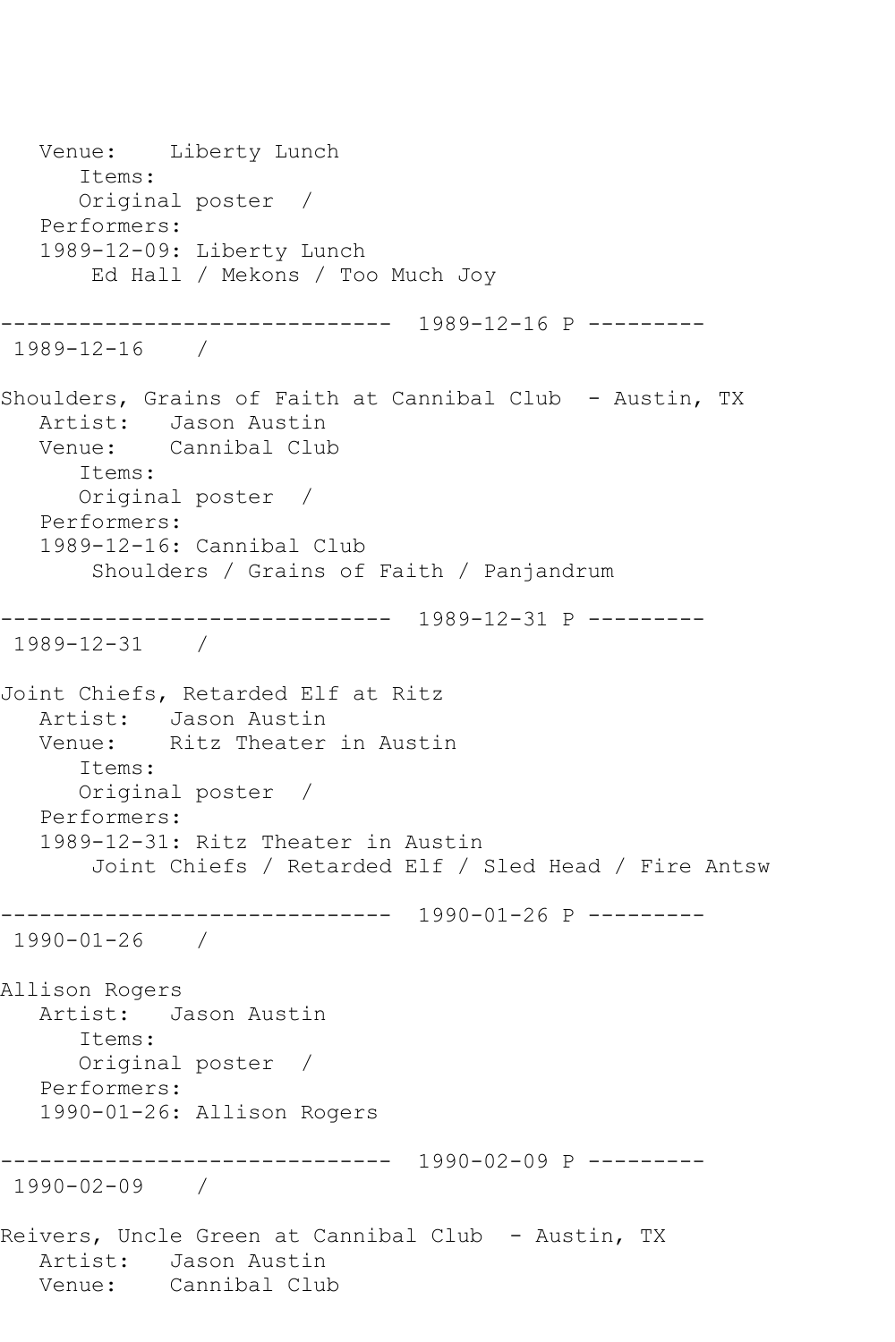```
   Venue:    Liberty Lunch
      Items:
      Original poster  /
   Performers:
   1989-12-09: Liberty Lunch
       Ed Hall / Mekons / Too Much Joy

------------------------------  1989-12-16 P ---------
 1989-12-16    /

Shoulders, Grains of Faith at Cannibal Club  - Austin, TX
   Artist:   Jason Austin
   Venue:    Cannibal Club
      Items:
      Original poster  /
   Performers:
   1989-12-16: Cannibal Club
       Shoulders / Grains of Faith / Panjandrum

------------------------------  1989-12-31 P ---------
 1989-12-31    /

Joint Chiefs, Retarded Elf at Ritz
   Artist:   Jason Austin
   Venue:    Ritz Theater in Austin
      Items:
      Original poster  /
   Performers:
   1989-12-31: Ritz Theater in Austin
       Joint Chiefs / Retarded Elf / Sled Head / Fire Antsw

------------------------------  1990-01-26 P ---------
 1990-01-26    /

Allison Rogers
   Artist:   Jason Austin
      Items:
      Original poster  /
   Performers:
   1990-01-26: Allison Rogers

------------------------------  1990-02-09 P ---------
 1990-02-09    /

Reivers, Uncle Green at Cannibal Club  - Austin, TX
   Artist:   Jason Austin
   Venue:    Cannibal Club
```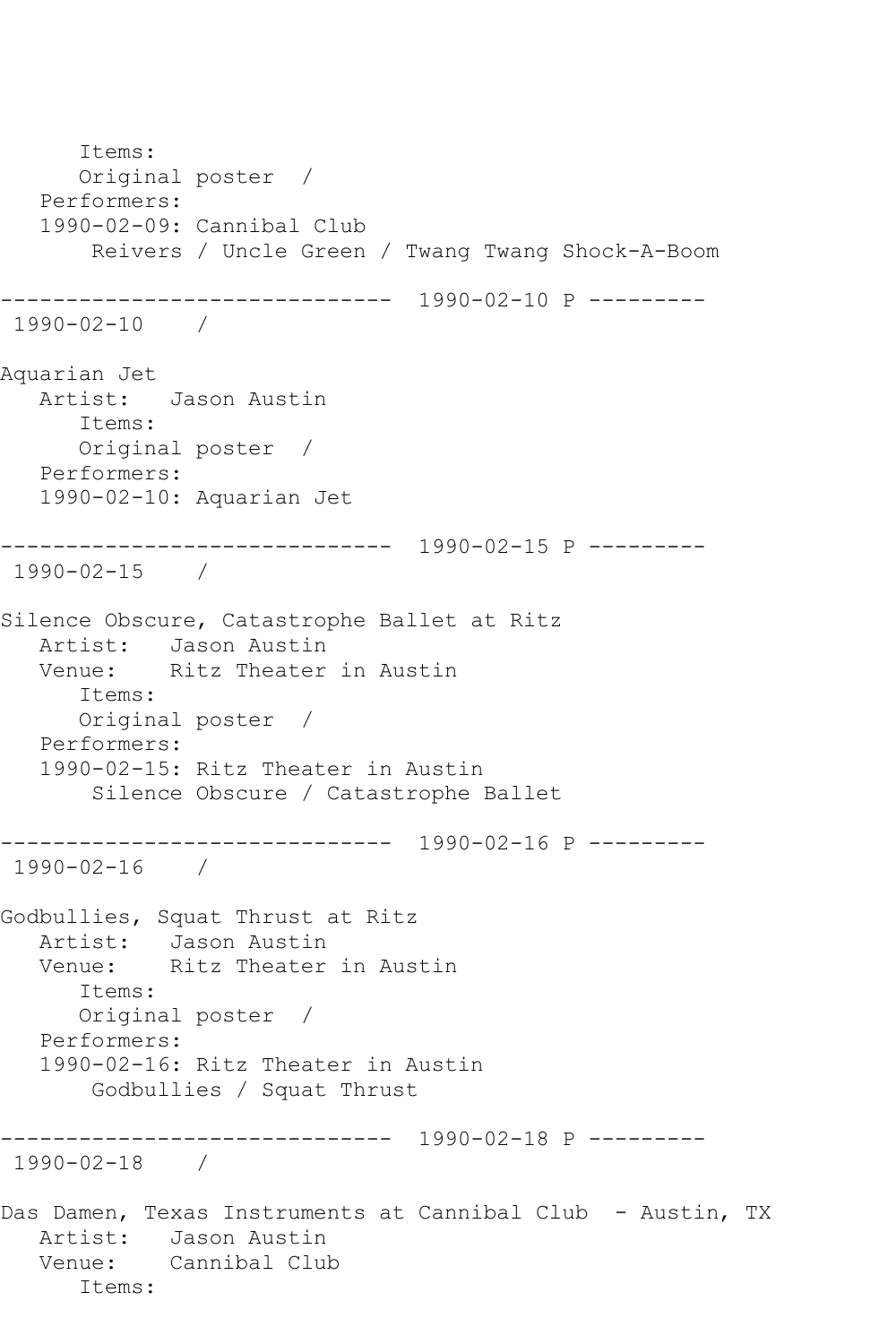```
      Items:
      Original poster  /
   Performers:
   1990-02-09: Cannibal Club
       Reivers / Uncle Green / Twang Twang Shock-A-Boom

------------------------------  1990-02-10 P ---------
 1990-02-10    /

Aquarian Jet
   Artist:   Jason Austin
      Items:
      Original poster  /
   Performers:
   1990-02-10: Aquarian Jet

------------------------------  1990-02-15 P ---------
 1990-02-15    /

Silence Obscure, Catastrophe Ballet at Ritz
   Artist:   Jason Austin
   Venue:    Ritz Theater in Austin
      Items:
      Original poster  /
   Performers:
   1990-02-15: Ritz Theater in Austin
       Silence Obscure / Catastrophe Ballet

------------------------------  1990-02-16 P ---------
 1990-02-16    /

Godbullies, Squat Thrust at Ritz
   Artist:   Jason Austin
   Venue:    Ritz Theater in Austin
      Items:
      Original poster  /
   Performers:
   1990-02-16: Ritz Theater in Austin
       Godbullies / Squat Thrust

------------------------------  1990-02-18 P ---------
 1990-02-18    /

Das Damen, Texas Instruments at Cannibal Club  - Austin, TX
   Artist:   Jason Austin
   Venue:    Cannibal Club
      Items:
```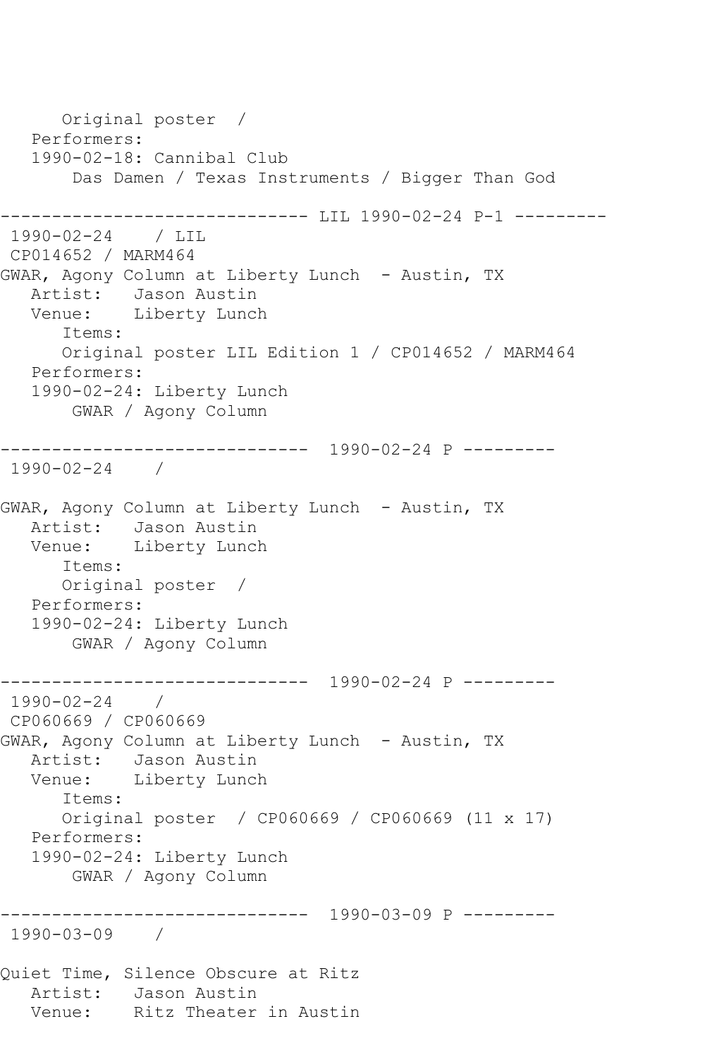```
      Original poster  /
   Performers:
   1990-02-18: Cannibal Club
       Das Damen / Texas Instruments / Bigger Than God

------------------------------ LIL 1990-02-24 P-1 ---------
 1990-02-24    / LIL
 CP014652 / MARM464
GWAR, Agony Column at Liberty Lunch  - Austin, TX
   Artist:   Jason Austin
   Venue:    Liberty Lunch
      Items:
      Original poster LIL Edition 1 / CP014652 / MARM464
   Performers:
   1990-02-24: Liberty Lunch
       GWAR / Agony Column

------------------------------  1990-02-24 P ---------
 1990-02-24    /

GWAR, Agony Column at Liberty Lunch  - Austin, TX
   Artist:   Jason Austin
   Venue:    Liberty Lunch
      Items:
      Original poster  /
   Performers:
   1990-02-24: Liberty Lunch
       GWAR / Agony Column

------------------------------  1990-02-24 P ---------
 1990-02-24    /
 CP060669 / CP060669
GWAR, Agony Column at Liberty Lunch  - Austin, TX
   Artist:   Jason Austin
   Venue:    Liberty Lunch
      Items:
      Original poster  / CP060669 / CP060669 (11 x 17)
   Performers:
   1990-02-24: Liberty Lunch
       GWAR / Agony Column

------------------------------  1990-03-09 P ---------
 1990-03-09    /

Quiet Time, Silence Obscure at Ritz
   Artist:   Jason Austin
   Venue:    Ritz Theater in Austin
```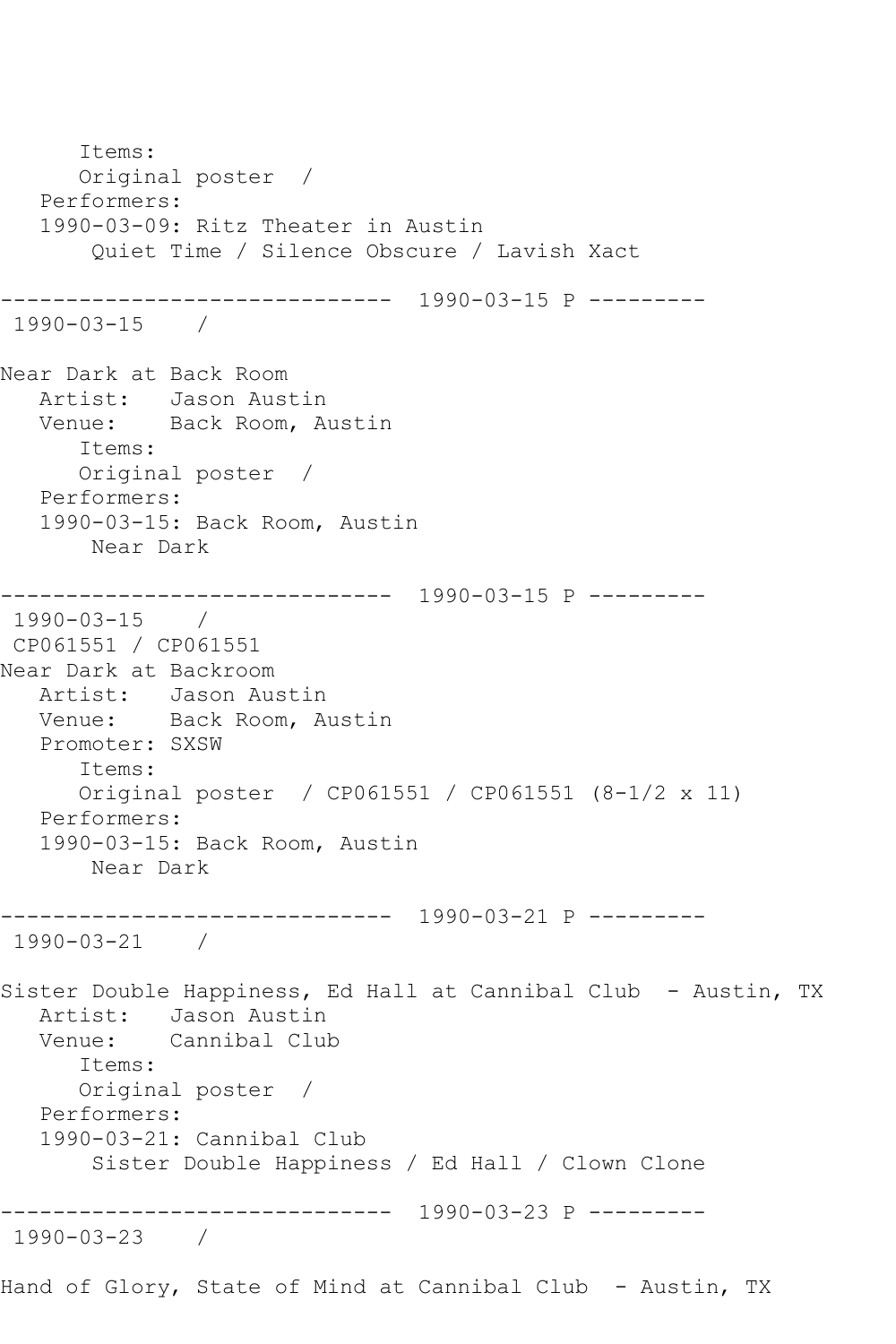```
      Items:
      Original poster  /
   Performers:
   1990-03-09: Ritz Theater in Austin
       Quiet Time / Silence Obscure / Lavish Xact

------------------------------  1990-03-15 P ---------
 1990-03-15    /

Near Dark at Back Room
   Artist:   Jason Austin
   Venue:    Back Room, Austin
      Items:
      Original poster  /
   Performers:
   1990-03-15: Back Room, Austin
       Near Dark

------------------------------  1990-03-15 P ---------
 1990-03-15    /
 CP061551 / CP061551
Near Dark at Backroom
   Artist:   Jason Austin
   Venue:    Back Room, Austin
   Promoter: SXSW
      Items:
      Original poster  / CP061551 / CP061551 (8-1/2 x 11)
   Performers:
   1990-03-15: Back Room, Austin
       Near Dark

------------------------------  1990-03-21 P ---------
 1990-03-21    /

Sister Double Happiness, Ed Hall at Cannibal Club  - Austin, TX
   Artist:   Jason Austin
   Venue:    Cannibal Club
      Items:
      Original poster  /
   Performers:
   1990-03-21: Cannibal Club
       Sister Double Happiness / Ed Hall / Clown Clone

------------------------------  1990-03-23 P ---------
 1990-03-23    /

Hand of Glory, State of Mind at Cannibal Club  - Austin, TX
```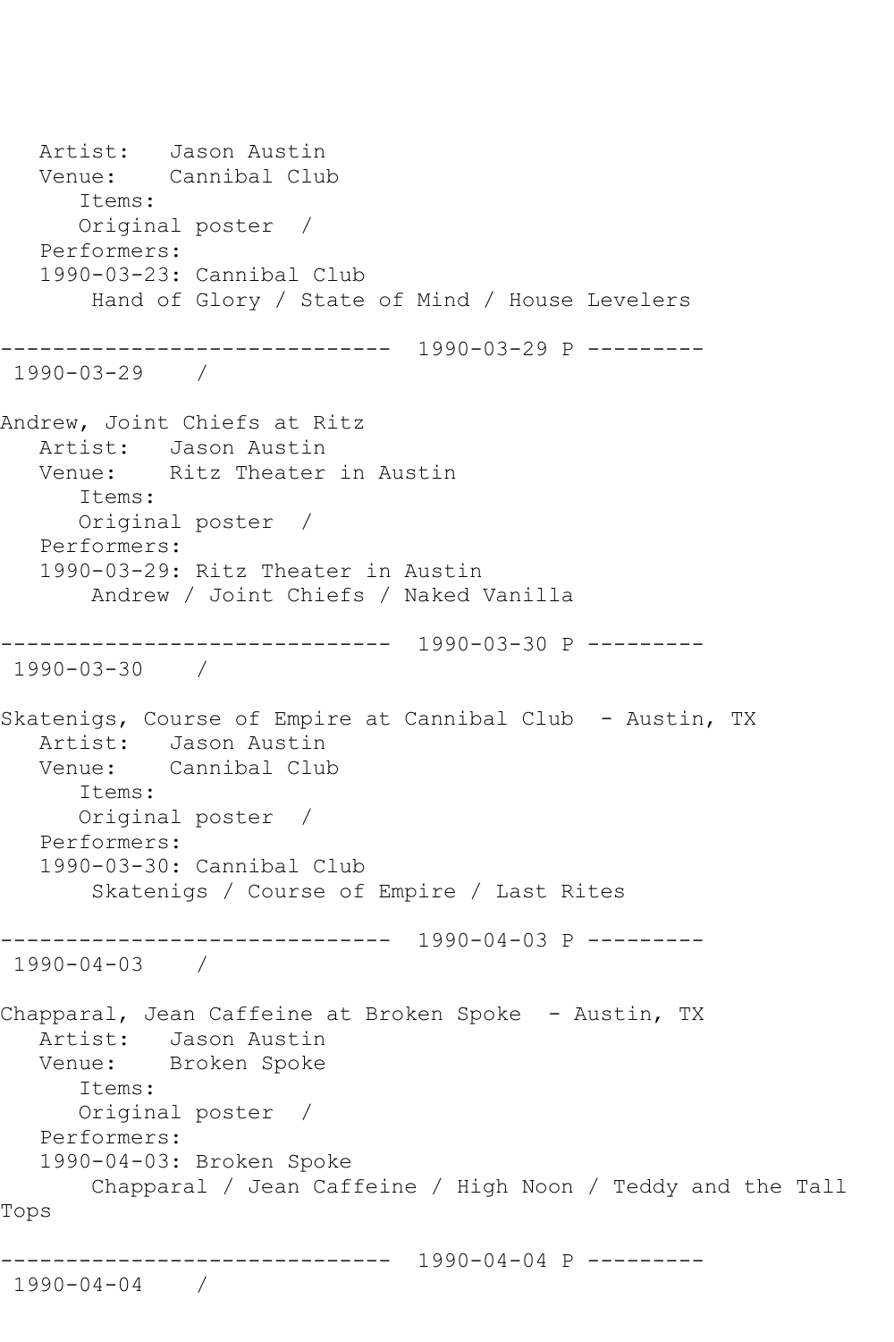Artist: Jason Austin
Venue: Cannibal Club
Items:
Original poster /
Performers:
1990-03-23: Cannibal Club
Hand of Glory / State of Mind / House Levelers

------------------------------ 1990-03-29 P ---------
1990-03-29 /

Andrew, Joint Chiefs at Ritz
Artist: Jason Austin
Venue: Ritz Theater in Austin
Items:
Original poster /
Performers:
1990-03-29: Ritz Theater in Austin
Andrew / Joint Chiefs / Naked Vanilla

------------------------------ 1990-03-30 P ---------
1990-03-30 /

Skatenigs, Course of Empire at Cannibal Club - Austin, TX
Artist: Jason Austin
Venue: Cannibal Club
Items:
Original poster /
Performers:
1990-03-30: Cannibal Club
Skatenigs / Course of Empire / Last Rites

------------------------------ 1990-04-03 P ---------
1990-04-03 /

Chapparal, Jean Caffeine at Broken Spoke - Austin, TX
Artist: Jason Austin
Venue: Broken Spoke
Items:
Original poster /
Performers:
1990-04-03: Broken Spoke
Chapparal / Jean Caffeine / High Noon / Teddy and the Tall Tops

------------------------------ 1990-04-04 P ---------
1990-04-04 /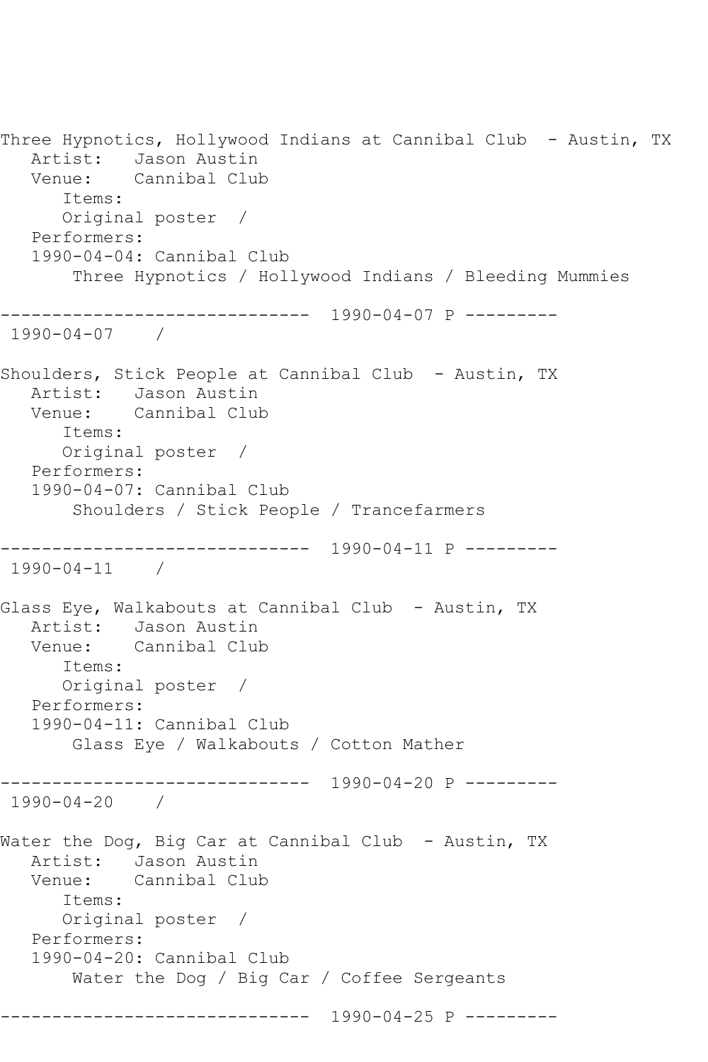Three Hypnotics, Hollywood Indians at Cannibal Club - Austin, TX
   Artist:   Jason Austin
   Venue:    Cannibal Club
      Items:
      Original poster  /
   Performers:
   1990-04-04: Cannibal Club
       Three Hypnotics / Hollywood Indians / Bleeding Mummies

------------------------------ 1990-04-07 P ---------
 1990-04-07    /

Shoulders, Stick People at Cannibal Club - Austin, TX
   Artist:   Jason Austin
   Venue:    Cannibal Club
      Items:
      Original poster  /
   Performers:
   1990-04-07: Cannibal Club
       Shoulders / Stick People / Trancefarmers

------------------------------ 1990-04-11 P ---------
 1990-04-11    /

Glass Eye, Walkabouts at Cannibal Club - Austin, TX
   Artist:   Jason Austin
   Venue:    Cannibal Club
      Items:
      Original poster  /
   Performers:
   1990-04-11: Cannibal Club
       Glass Eye / Walkabouts / Cotton Mather

------------------------------ 1990-04-20 P ---------
 1990-04-20    /

Water the Dog, Big Car at Cannibal Club - Austin, TX
   Artist:   Jason Austin
   Venue:    Cannibal Club
      Items:
      Original poster  /
   Performers:
   1990-04-20: Cannibal Club
       Water the Dog / Big Car / Coffee Sergeants

------------------------------ 1990-04-25 P ---------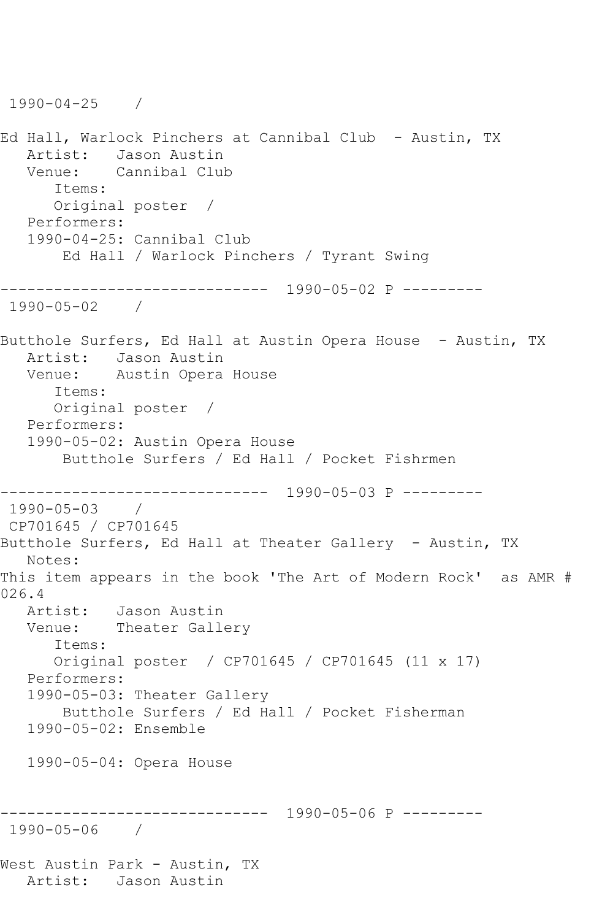1990-04-25 /

Ed Hall, Warlock Pinchers at Cannibal Club - Austin, TX
Artist: Jason Austin
Venue: Cannibal Club
Items:
Original poster /
Performers:
1990-04-25: Cannibal Club
Ed Hall / Warlock Pinchers / Tyrant Swing

------------------------------ 1990-05-02 P ---------
1990-05-02 /

Butthole Surfers, Ed Hall at Austin Opera House - Austin, TX
Artist: Jason Austin
Venue: Austin Opera House
Items:
Original poster /
Performers:
1990-05-02: Austin Opera House
Butthole Surfers / Ed Hall / Pocket Fishrmen

------------------------------ 1990-05-03 P ---------
1990-05-03 /
CP701645 / CP701645
Butthole Surfers, Ed Hall at Theater Gallery - Austin, TX
Notes:
This item appears in the book 'The Art of Modern Rock' as AMR # 026.4
Artist: Jason Austin
Venue: Theater Gallery
Items:
Original poster / CP701645 / CP701645 (11 x 17)
Performers:
1990-05-03: Theater Gallery
Butthole Surfers / Ed Hall / Pocket Fisherman
1990-05-02: Ensemble

1990-05-04: Opera House

------------------------------ 1990-05-06 P ---------
1990-05-06 /

West Austin Park - Austin, TX
Artist: Jason Austin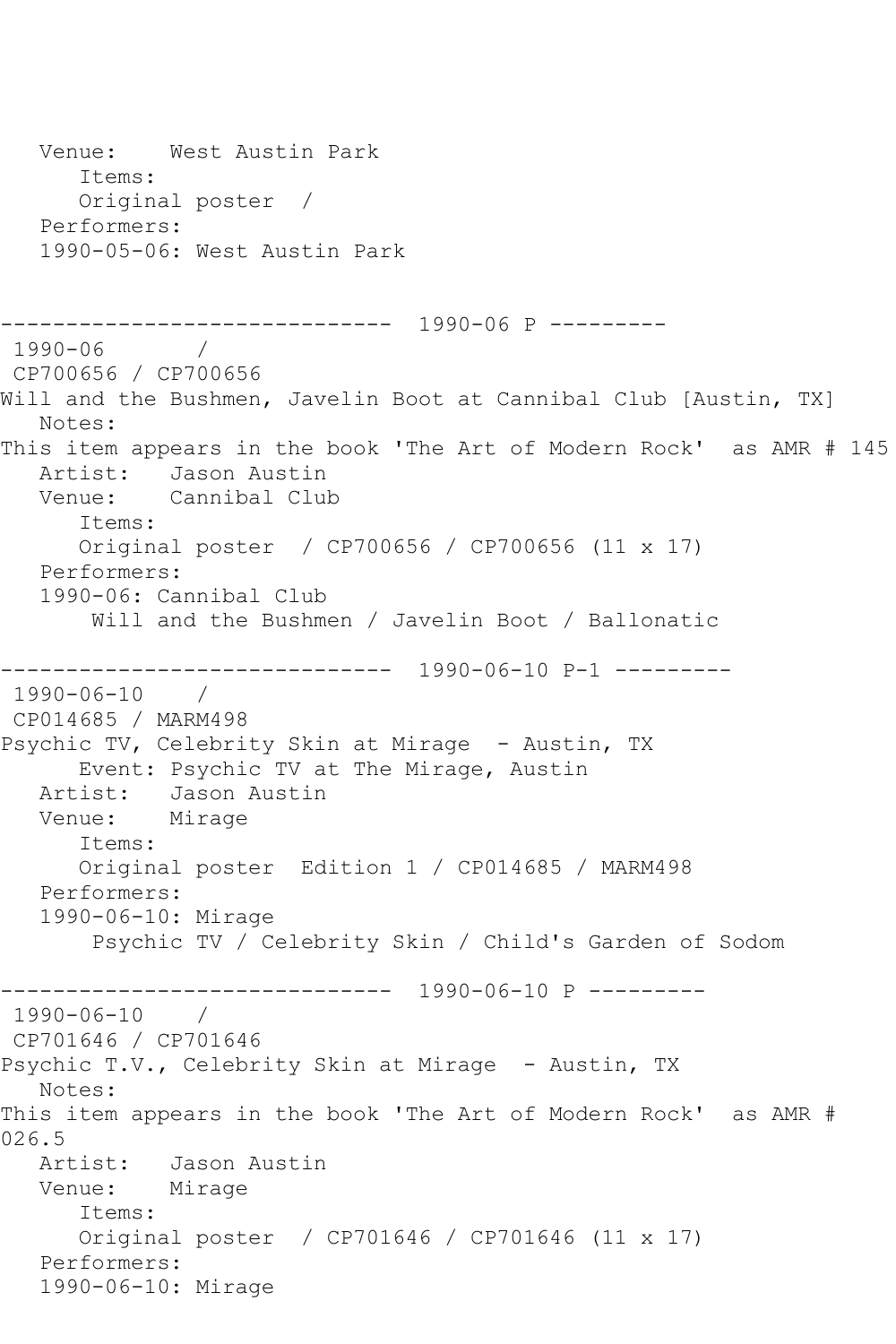Venue: West Austin Park
Items:
Original poster /
Performers:
1990-05-06: West Austin Park

------------------------------ 1990-06 P ---------
1990-06 /
CP700656 / CP700656
Will and the Bushmen, Javelin Boot at Cannibal Club [Austin, TX]
Notes:
This item appears in the book 'The Art of Modern Rock' as AMR # 145
Artist: Jason Austin
Venue: Cannibal Club
Items:
Original poster / CP700656 / CP700656 (11 x 17)
Performers:
1990-06: Cannibal Club
Will and the Bushmen / Javelin Boot / Ballonatic

------------------------------ 1990-06-10 P-1 ---------
1990-06-10 /
CP014685 / MARM498
Psychic TV, Celebrity Skin at Mirage - Austin, TX
Event: Psychic TV at The Mirage, Austin
Artist: Jason Austin
Venue: Mirage
Items:
Original poster Edition 1 / CP014685 / MARM498
Performers:
1990-06-10: Mirage
Psychic TV / Celebrity Skin / Child's Garden of Sodom

------------------------------ 1990-06-10 P ---------
1990-06-10 /
CP701646 / CP701646
Psychic T.V., Celebrity Skin at Mirage - Austin, TX
Notes:
This item appears in the book 'The Art of Modern Rock' as AMR # 026.5
Artist: Jason Austin
Venue: Mirage
Items:
Original poster / CP701646 / CP701646 (11 x 17)
Performers:
1990-06-10: Mirage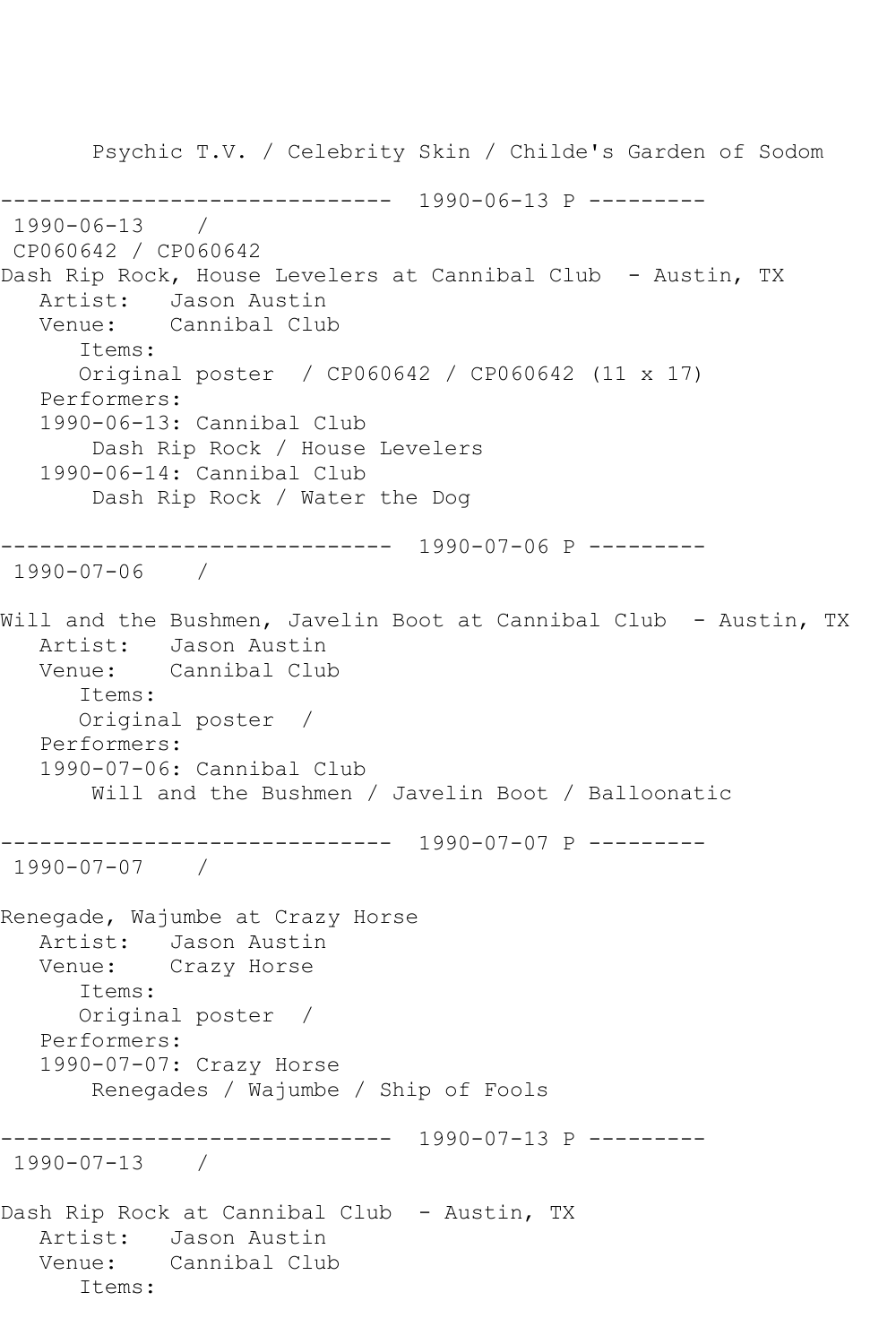Psychic T.V. / Celebrity Skin / Childe's Garden of Sodom

------------------------------ 1990-06-13 P ---------
1990-06-13 /
CP060642 / CP060642
Dash Rip Rock, House Levelers at Cannibal Club - Austin, TX
Artist: Jason Austin
Venue: Cannibal Club
Items:
Original poster / CP060642 / CP060642 (11 x 17)
Performers:
1990-06-13: Cannibal Club
Dash Rip Rock / House Levelers
1990-06-14: Cannibal Club
Dash Rip Rock / Water the Dog

------------------------------ 1990-07-06 P ---------
1990-07-06 /

Will and the Bushmen, Javelin Boot at Cannibal Club - Austin, TX
Artist: Jason Austin
Venue: Cannibal Club
Items:
Original poster /
Performers:
1990-07-06: Cannibal Club
Will and the Bushmen / Javelin Boot / Balloonatic

------------------------------ 1990-07-07 P ---------
1990-07-07 /

Renegade, Wajumbe at Crazy Horse
Artist: Jason Austin
Venue: Crazy Horse
Items:
Original poster /
Performers:
1990-07-07: Crazy Horse
Renegades / Wajumbe / Ship of Fools

------------------------------ 1990-07-13 P ---------
1990-07-13 /

Dash Rip Rock at Cannibal Club - Austin, TX
Artist: Jason Austin
Venue: Cannibal Club
Items: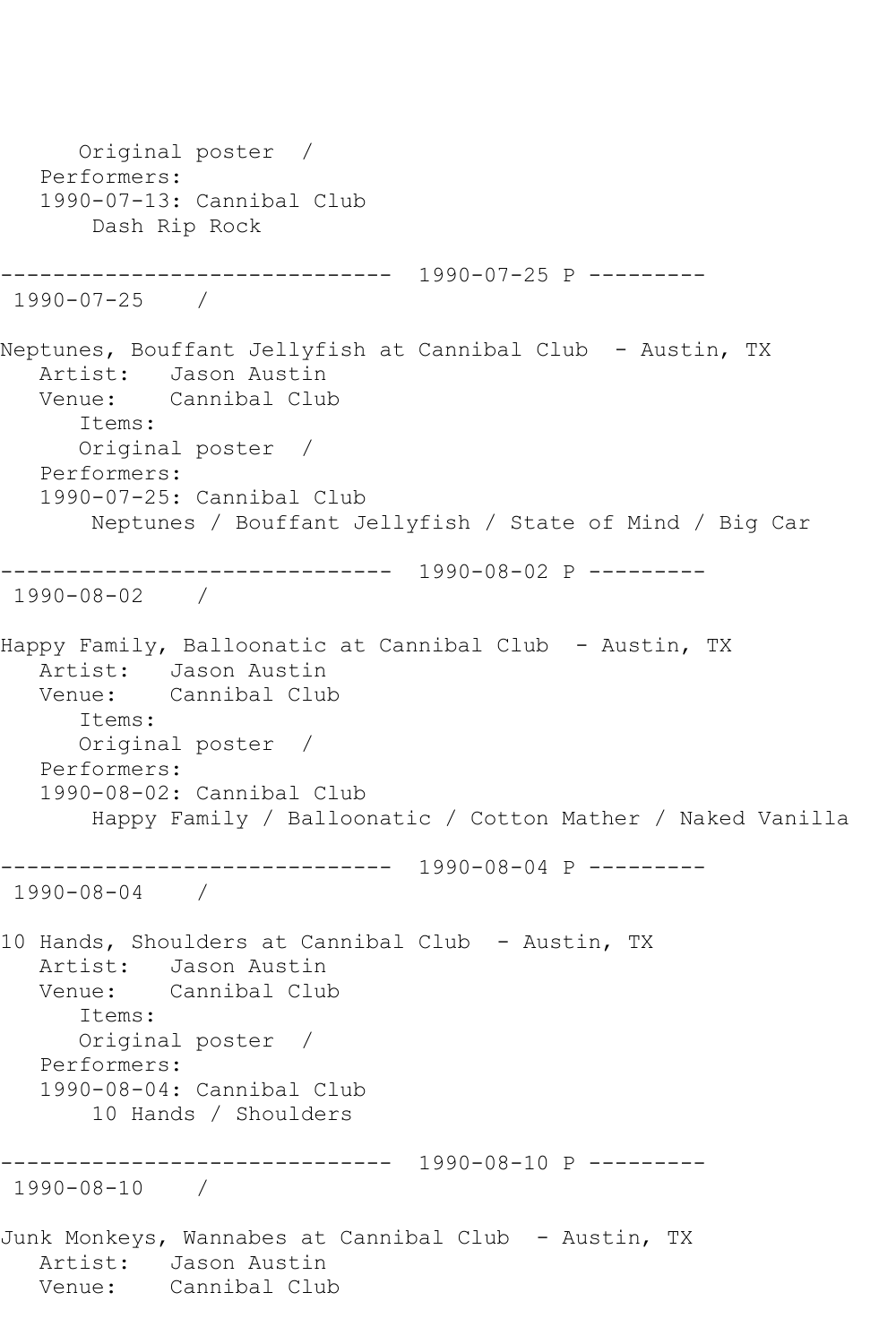Original poster /
Performers:
1990-07-13: Cannibal Club
Dash Rip Rock

------------------------------ 1990-07-25 P ---------
1990-07-25 /

Neptunes, Bouffant Jellyfish at Cannibal Club - Austin, TX
Artist: Jason Austin
Venue: Cannibal Club
Items:
Original poster /
Performers:
1990-07-25: Cannibal Club
Neptunes / Bouffant Jellyfish / State of Mind / Big Car

------------------------------ 1990-08-02 P ---------
1990-08-02 /

Happy Family, Balloonatic at Cannibal Club - Austin, TX
Artist: Jason Austin
Venue: Cannibal Club
Items:
Original poster /
Performers:
1990-08-02: Cannibal Club
Happy Family / Balloonatic / Cotton Mather / Naked Vanilla

------------------------------ 1990-08-04 P ---------
1990-08-04 /

10 Hands, Shoulders at Cannibal Club - Austin, TX
Artist: Jason Austin
Venue: Cannibal Club
Items:
Original poster /
Performers:
1990-08-04: Cannibal Club
10 Hands / Shoulders

------------------------------ 1990-08-10 P ---------
1990-08-10 /

Junk Monkeys, Wannabes at Cannibal Club - Austin, TX
Artist: Jason Austin
Venue: Cannibal Club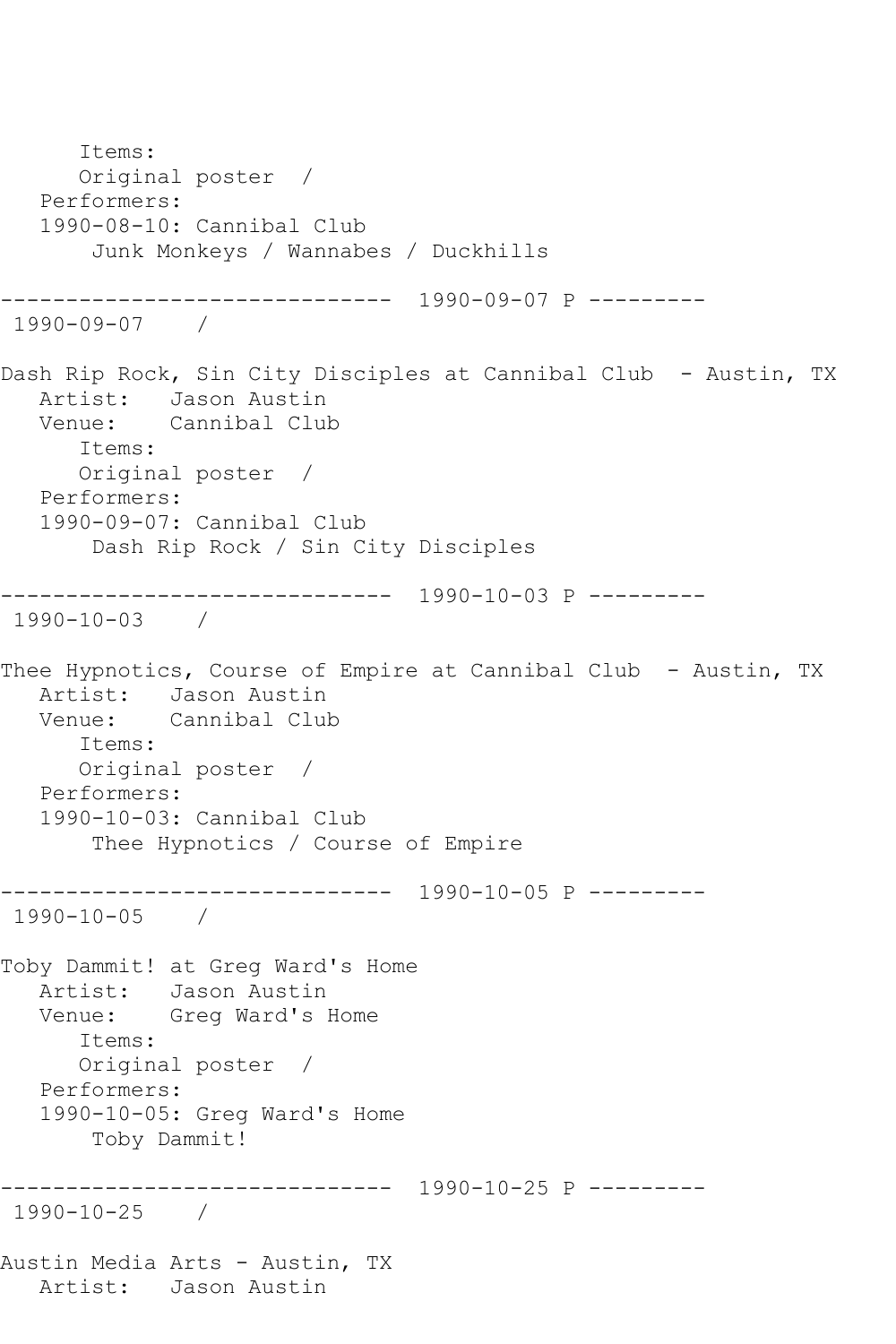```
      Items:
      Original poster  /
   Performers:
   1990-08-10: Cannibal Club
       Junk Monkeys / Wannabes / Duckhills

------------------------------  1990-09-07 P ---------
 1990-09-07    /

Dash Rip Rock, Sin City Disciples at Cannibal Club  - Austin, TX
   Artist:   Jason Austin
   Venue:    Cannibal Club
      Items:
      Original poster  /
   Performers:
   1990-09-07: Cannibal Club
       Dash Rip Rock / Sin City Disciples

------------------------------  1990-10-03 P ---------
 1990-10-03    /

Thee Hypnotics, Course of Empire at Cannibal Club  - Austin, TX
   Artist:   Jason Austin
   Venue:    Cannibal Club
      Items:
      Original poster  /
   Performers:
   1990-10-03: Cannibal Club
       Thee Hypnotics / Course of Empire

------------------------------  1990-10-05 P ---------
 1990-10-05    /

Toby Dammit! at Greg Ward's Home
   Artist:   Jason Austin
   Venue:    Greg Ward's Home
      Items:
      Original poster  /
   Performers:
   1990-10-05: Greg Ward's Home
       Toby Dammit!

------------------------------  1990-10-25 P ---------
 1990-10-25    /

Austin Media Arts - Austin, TX
   Artist:   Jason Austin
```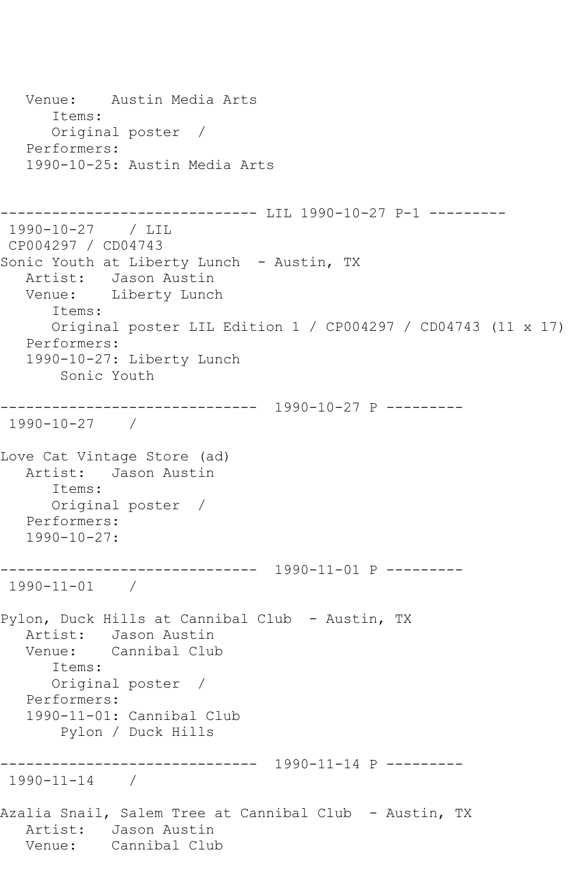```
   Venue:    Austin Media Arts
      Items:
      Original poster  /
   Performers:
   1990-10-25: Austin Media Arts


------------------------------ LIL 1990-10-27 P-1 ---------
 1990-10-27    / LIL
 CP004297 / CD04743
Sonic Youth at Liberty Lunch  - Austin, TX
   Artist:   Jason Austin
   Venue:    Liberty Lunch
      Items:
      Original poster LIL Edition 1 / CP004297 / CD04743 (11 x 17)
   Performers:
   1990-10-27: Liberty Lunch
       Sonic Youth

------------------------------  1990-10-27 P ---------
 1990-10-27    /

Love Cat Vintage Store (ad)
   Artist:   Jason Austin
      Items:
      Original poster  /
   Performers:
   1990-10-27:

------------------------------  1990-11-01 P ---------
 1990-11-01    /

Pylon, Duck Hills at Cannibal Club  - Austin, TX
   Artist:   Jason Austin
   Venue:    Cannibal Club
      Items:
      Original poster  /
   Performers:
   1990-11-01: Cannibal Club
       Pylon / Duck Hills

------------------------------  1990-11-14 P ---------
 1990-11-14    /

Azalia Snail, Salem Tree at Cannibal Club  - Austin, TX
   Artist:   Jason Austin
   Venue:    Cannibal Club
```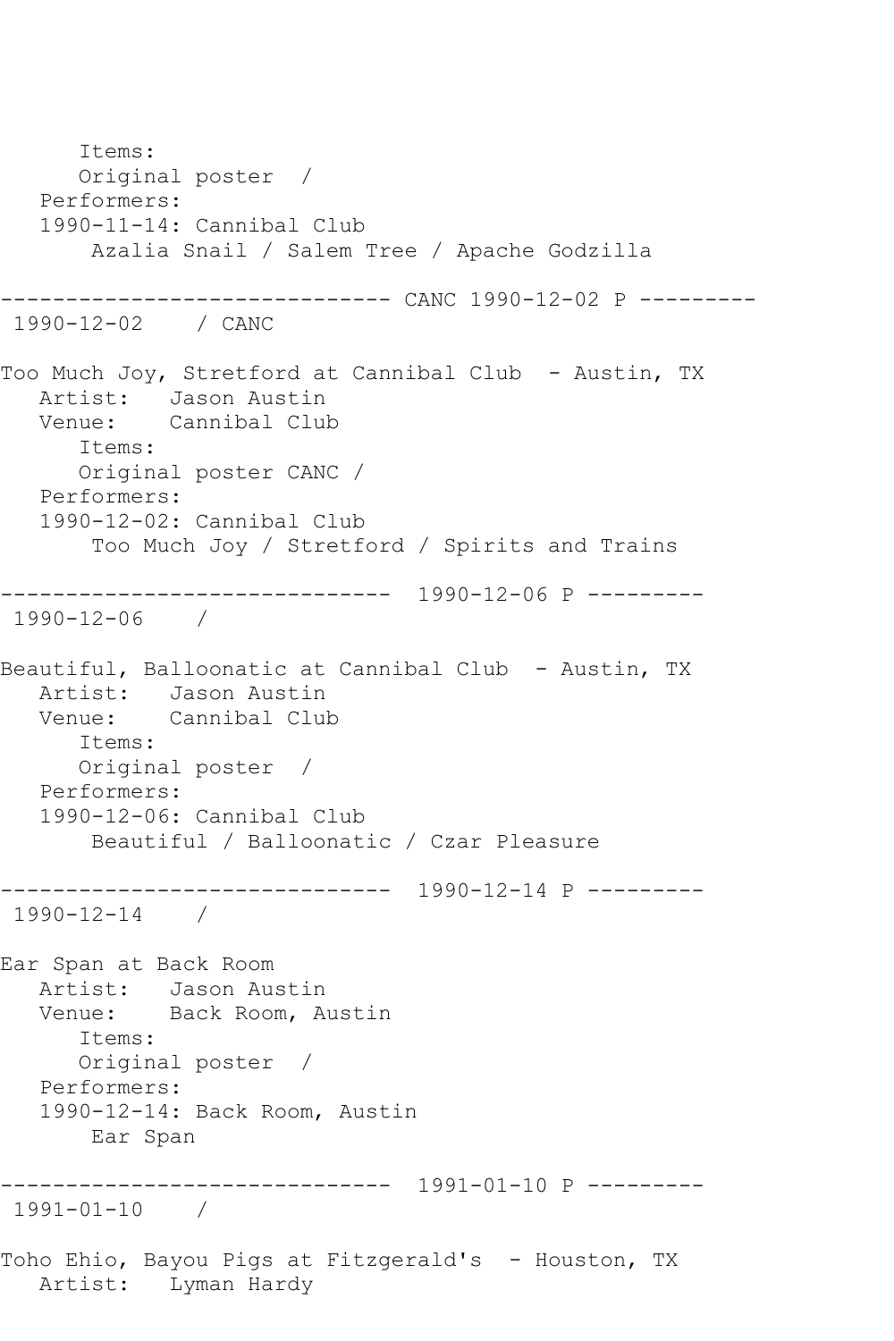Items:
      Original poster  /
   Performers:
   1990-11-14: Cannibal Club
       Azalia Snail / Salem Tree / Apache Godzilla

------------------------------ CANC 1990-12-02 P ---------
 1990-12-02    / CANC

Too Much Joy, Stretford at Cannibal Club  - Austin, TX
   Artist:   Jason Austin
   Venue:    Cannibal Club
      Items:
      Original poster CANC /
   Performers:
   1990-12-02: Cannibal Club
       Too Much Joy / Stretford / Spirits and Trains

------------------------------  1990-12-06 P ---------
 1990-12-06    /

Beautiful, Balloonatic at Cannibal Club  - Austin, TX
   Artist:   Jason Austin
   Venue:    Cannibal Club
      Items:
      Original poster  /
   Performers:
   1990-12-06: Cannibal Club
       Beautiful / Balloonatic / Czar Pleasure

------------------------------  1990-12-14 P ---------
 1990-12-14    /

Ear Span at Back Room
   Artist:   Jason Austin
   Venue:    Back Room, Austin
      Items:
      Original poster  /
   Performers:
   1990-12-14: Back Room, Austin
       Ear Span

------------------------------  1991-01-10 P ---------
 1991-01-10    /

Toho Ehio, Bayou Pigs at Fitzgerald's  - Houston, TX
   Artist:   Lyman Hardy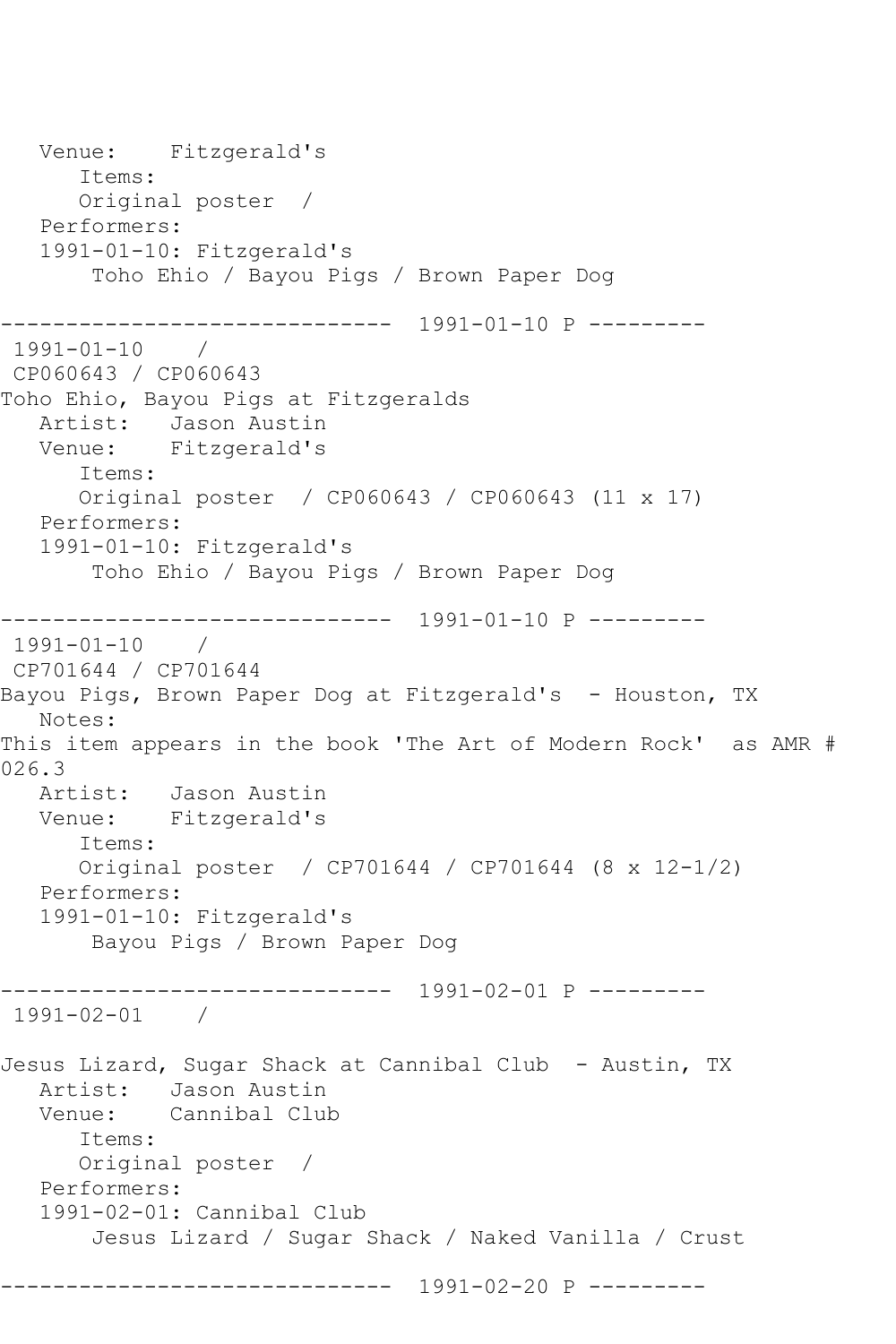```
   Venue:    Fitzgerald's
      Items:
      Original poster  /
   Performers:
   1991-01-10: Fitzgerald's
       Toho Ehio / Bayou Pigs / Brown Paper Dog

------------------------------  1991-01-10 P ---------
 1991-01-10    /
 CP060643 / CP060643
Toho Ehio, Bayou Pigs at Fitzgeralds
   Artist:   Jason Austin
   Venue:    Fitzgerald's
      Items:
      Original poster  / CP060643 / CP060643 (11 x 17)
   Performers:
   1991-01-10: Fitzgerald's
       Toho Ehio / Bayou Pigs / Brown Paper Dog

------------------------------  1991-01-10 P ---------
 1991-01-10    /
 CP701644 / CP701644
Bayou Pigs, Brown Paper Dog at Fitzgerald's  - Houston, TX
   Notes:
This item appears in the book 'The Art of Modern Rock'  as AMR #
026.3
   Artist:   Jason Austin
   Venue:    Fitzgerald's
      Items:
      Original poster  / CP701644 / CP701644 (8 x 12-1/2)
   Performers:
   1991-01-10: Fitzgerald's
       Bayou Pigs / Brown Paper Dog

------------------------------  1991-02-01 P ---------
 1991-02-01    /

Jesus Lizard, Sugar Shack at Cannibal Club  - Austin, TX
   Artist:   Jason Austin
   Venue:    Cannibal Club
      Items:
      Original poster  /
   Performers:
   1991-02-01: Cannibal Club
       Jesus Lizard / Sugar Shack / Naked Vanilla / Crust

------------------------------  1991-02-20 P ---------
```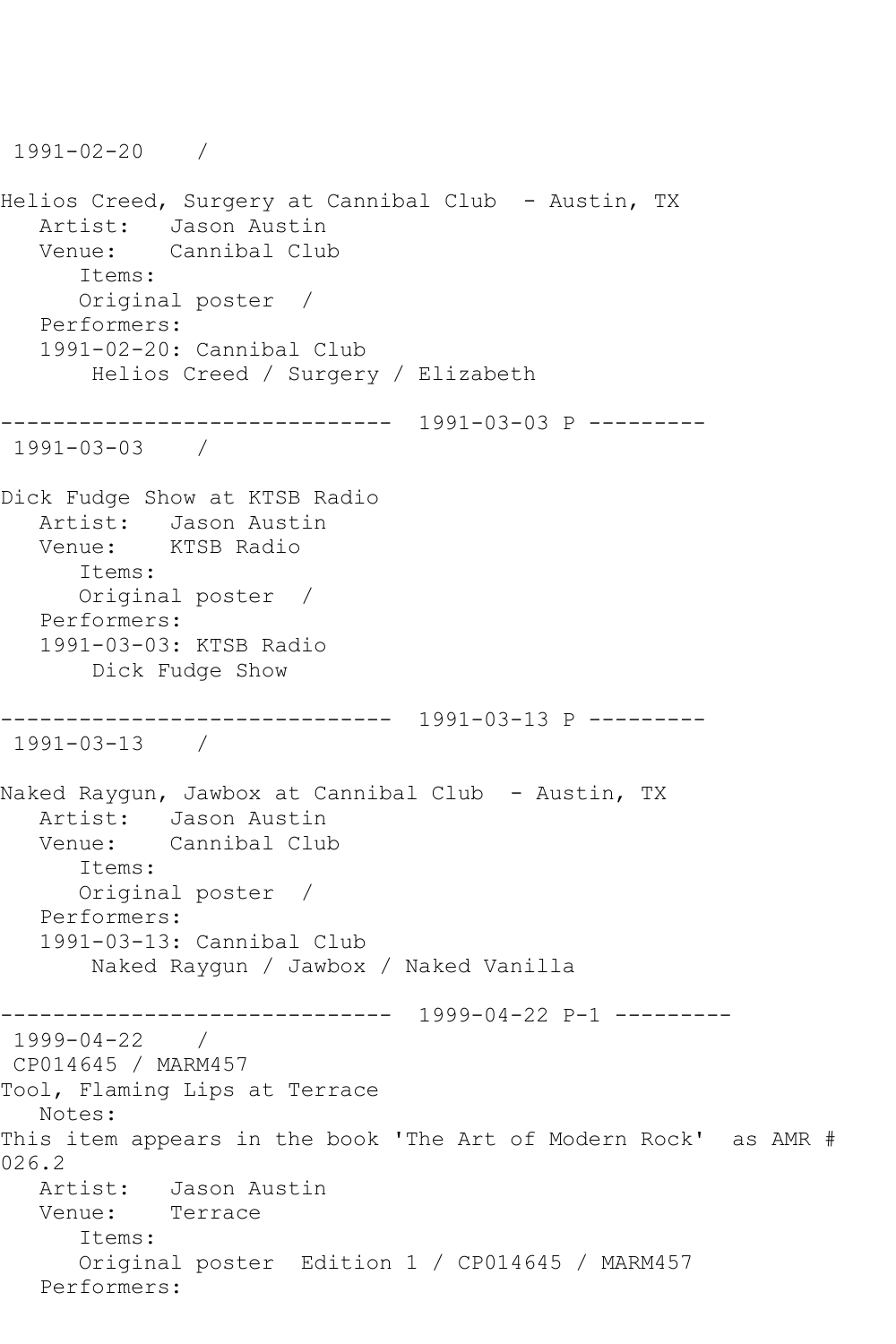1991-02-20 /

Helios Creed, Surgery at Cannibal Club - Austin, TX
   Artist: Jason Austin
   Venue: Cannibal Club
      Items:
      Original poster /
   Performers:
   1991-02-20: Cannibal Club
       Helios Creed / Surgery / Elizabeth

------------------------------ 1991-03-03 P ---------
1991-03-03 /

Dick Fudge Show at KTSB Radio
   Artist: Jason Austin
   Venue: KTSB Radio
      Items:
      Original poster /
   Performers:
   1991-03-03: KTSB Radio
       Dick Fudge Show

------------------------------ 1991-03-13 P ---------
1991-03-13 /

Naked Raygun, Jawbox at Cannibal Club - Austin, TX
   Artist: Jason Austin
   Venue: Cannibal Club
      Items:
      Original poster /
   Performers:
   1991-03-13: Cannibal Club
       Naked Raygun / Jawbox / Naked Vanilla

------------------------------ 1999-04-22 P-1 ---------
1999-04-22 /
CP014645 / MARM457
Tool, Flaming Lips at Terrace
   Notes:
This item appears in the book 'The Art of Modern Rock' as AMR # 026.2
   Artist: Jason Austin
   Venue: Terrace
      Items:
      Original poster Edition 1 / CP014645 / MARM457
   Performers: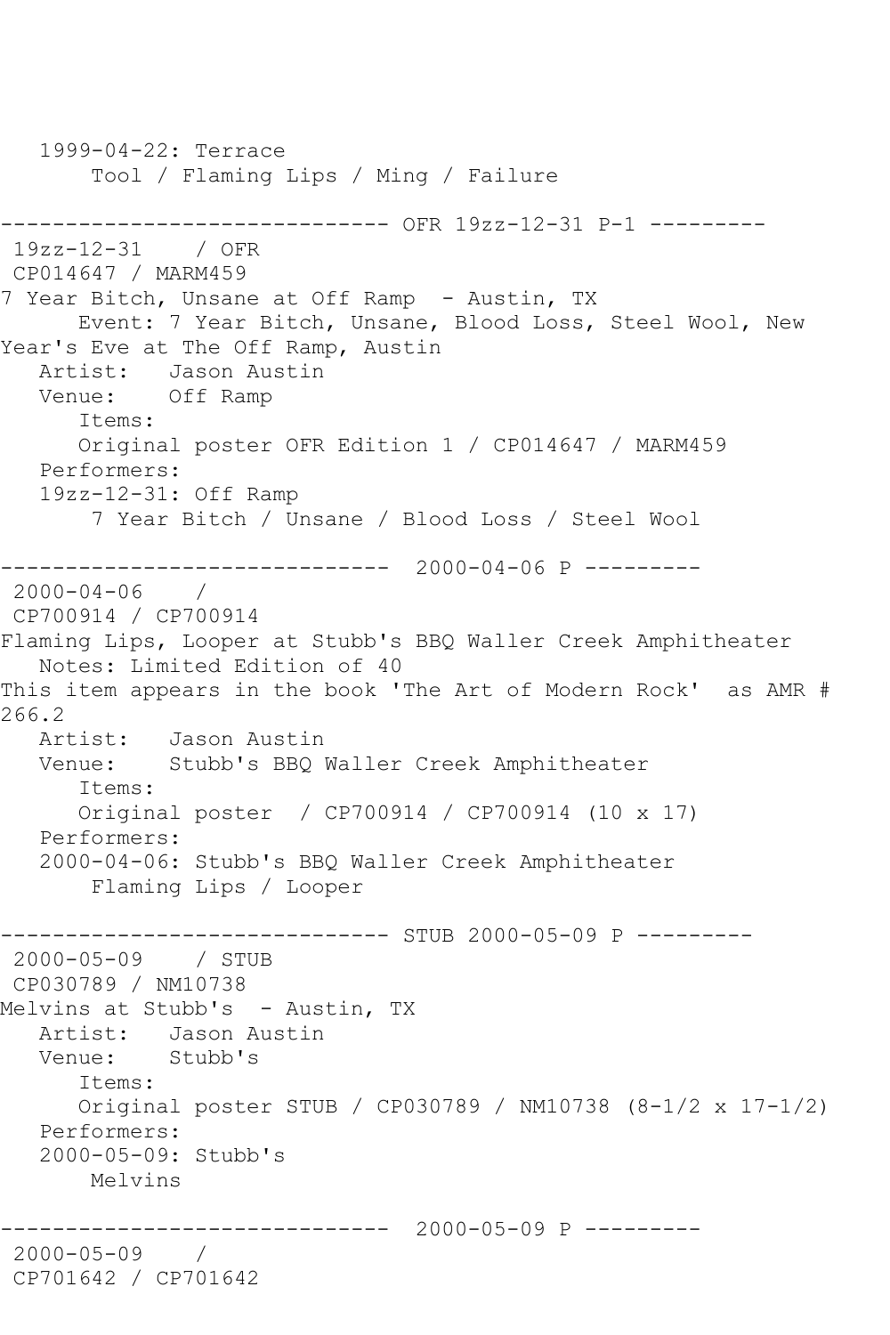1999-04-22: Terrace
    Tool / Flaming Lips / Ming / Failure

------------------------------ OFR 19zz-12-31 P-1 ---------

19zz-12-31 / OFR
CP014647 / MARM459
7 Year Bitch, Unsane at Off Ramp - Austin, TX
Event: 7 Year Bitch, Unsane, Blood Loss, Steel Wool, New Year's Eve at The Off Ramp, Austin
Artist: Jason Austin
Venue: Off Ramp
Items:
Original poster OFR Edition 1 / CP014647 / MARM459
Performers:
19zz-12-31: Off Ramp
    7 Year Bitch / Unsane / Blood Loss / Steel Wool

------------------------------ 2000-04-06 P ---------

2000-04-06 /
CP700914 / CP700914
Flaming Lips, Looper at Stubb's BBQ Waller Creek Amphitheater
Notes: Limited Edition of 40
This item appears in the book 'The Art of Modern Rock' as AMR # 266.2
Artist: Jason Austin
Venue: Stubb's BBQ Waller Creek Amphitheater
Items:
Original poster / CP700914 / CP700914 (10 x 17)
Performers:
2000-04-06: Stubb's BBQ Waller Creek Amphitheater
    Flaming Lips / Looper

------------------------------ STUB 2000-05-09 P ---------

2000-05-09 / STUB
CP030789 / NM10738
Melvins at Stubb's - Austin, TX
Artist: Jason Austin
Venue: Stubb's
Items:
Original poster STUB / CP030789 / NM10738 (8-1/2 x 17-1/2)
Performers:
2000-05-09: Stubb's
    Melvins

------------------------------ 2000-05-09 P ---------

2000-05-09 /
CP701642 / CP701642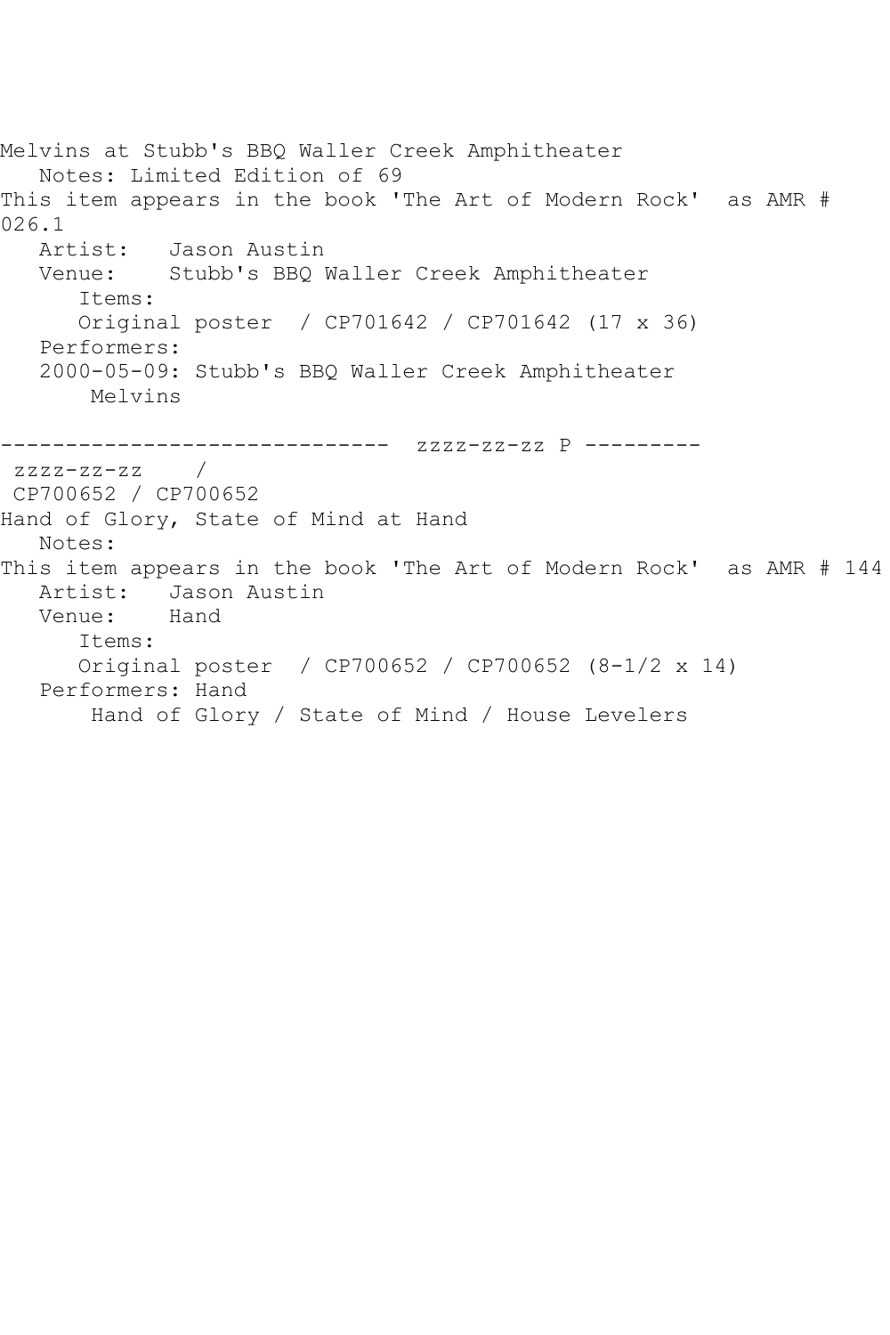Melvins at Stubb's BBQ Waller Creek Amphitheater
   Notes: Limited Edition of 69
This item appears in the book 'The Art of Modern Rock'  as AMR # 026.1
   Artist:   Jason Austin
   Venue:    Stubb's BBQ Waller Creek Amphitheater
      Items:
      Original poster  / CP701642 / CP701642 (17 x 36)
   Performers:
   2000-05-09: Stubb's BBQ Waller Creek Amphitheater
       Melvins

------------------------------  zzzz-zz-zz P ---------
 zzzz-zz-zz    /
 CP700652 / CP700652
Hand of Glory, State of Mind at Hand
   Notes:
This item appears in the book 'The Art of Modern Rock'  as AMR # 144
   Artist:   Jason Austin
   Venue:    Hand
      Items:
      Original poster  / CP700652 / CP700652 (8-1/2 x 14)
   Performers: Hand
       Hand of Glory / State of Mind / House Levelers